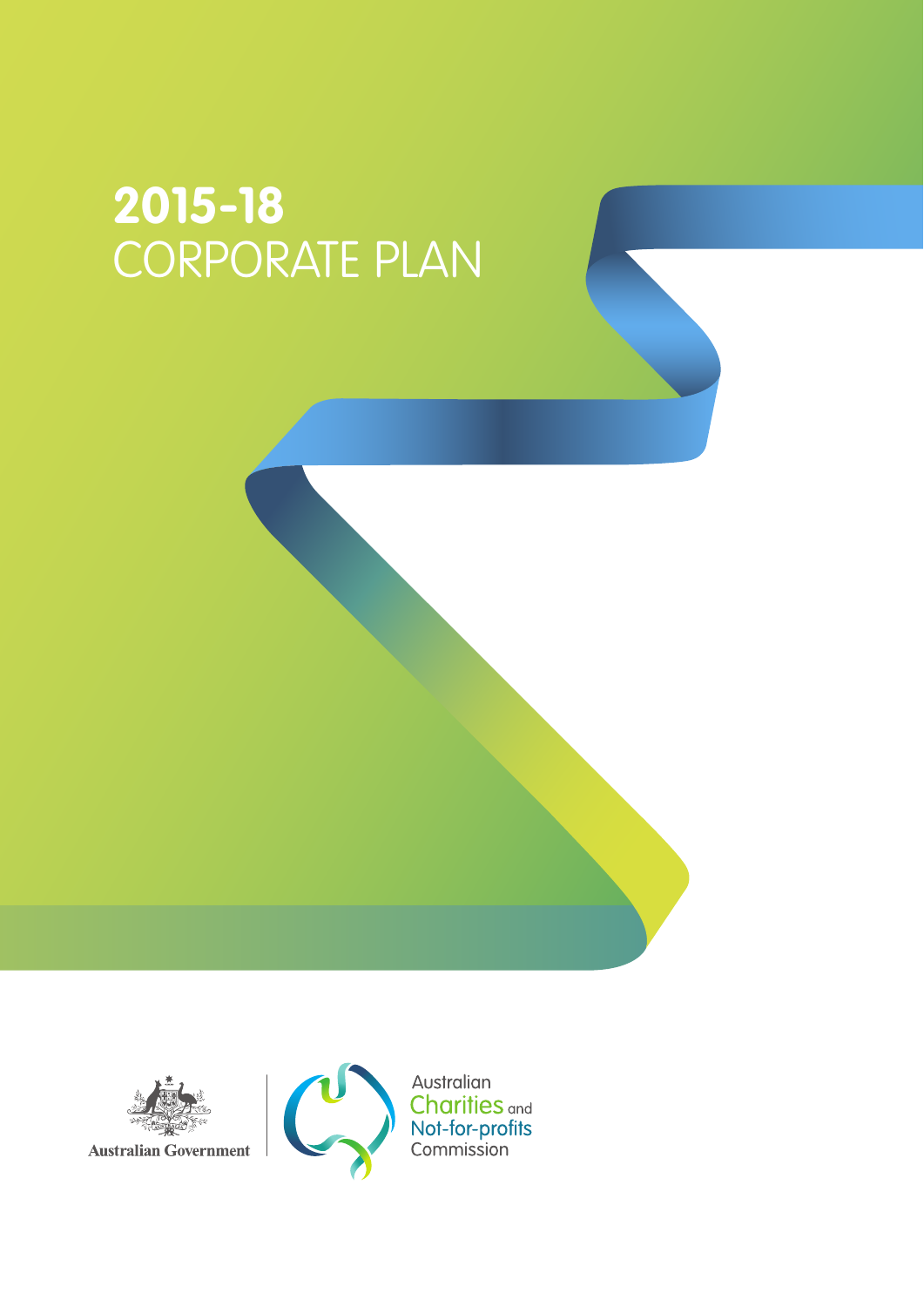# 2015-18 CORPORATE PLAN

Australian Government

Australian Charities and Not-for-profits Commission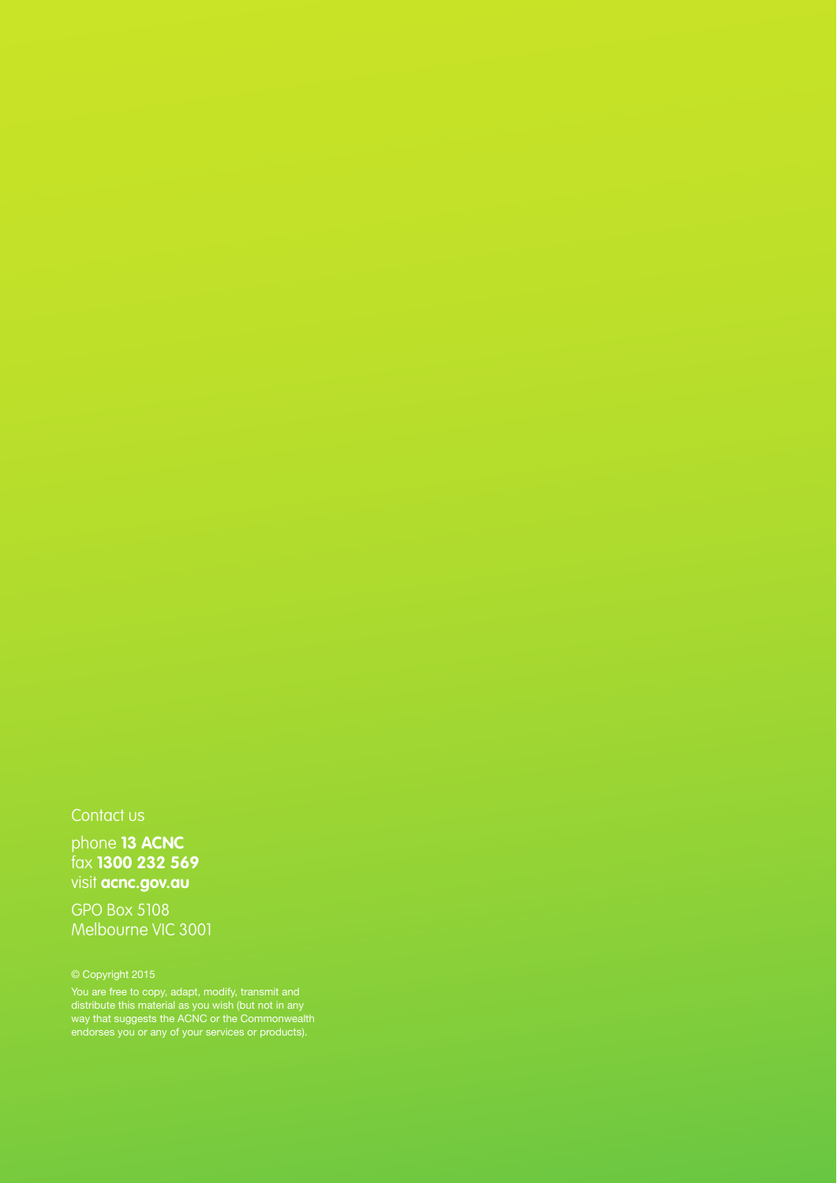Contact us

phone **13 ACNC**
fax **1300 232 569**
visit **acnc.gov.au**

GPO Box 5108
Melbourne VIC 3001

© Copyright 2015

You are free to copy, adapt, modify, transmit and distribute this material as you wish (but not in any way that suggests the ACNC or the Commonwealth endorses you or any of your services or products).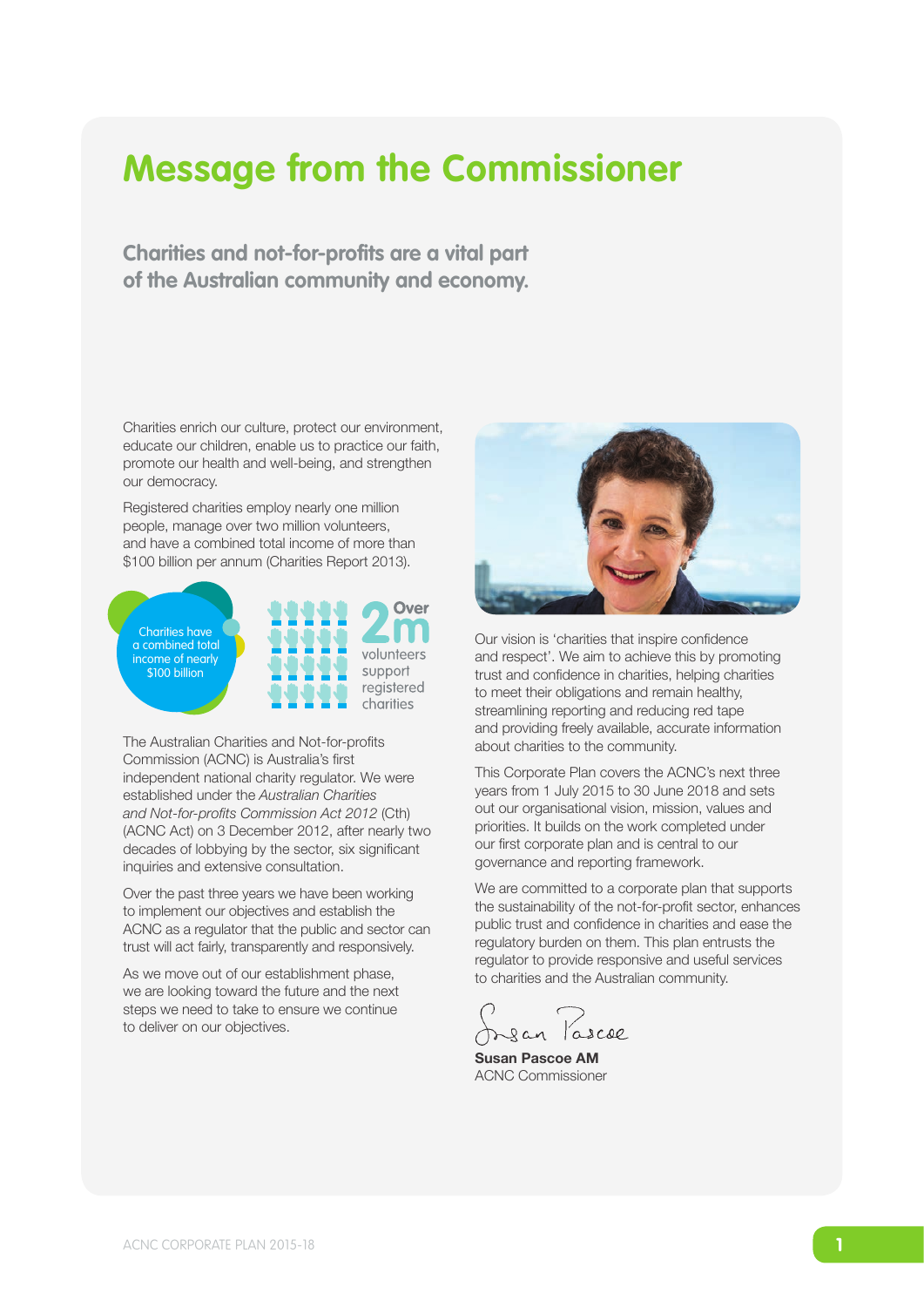# Message from the Commissioner

## Charities and not-for-profits are a vital part of the Australian community and economy.

Charities enrich our culture, protect our environment, educate our children, enable us to practice our faith, promote our health and well-being, and strengthen our democracy.

Registered charities employ nearly one million people, manage over two million volunteers, and have a combined total income of more than $100 billion per annum (Charities Report 2013).

Charities have a combined total income of nearly $100 billion

Over 2m volunteers support registered charities

The Australian Charities and Not-for-profits Commission (ACNC) is Australia's first independent national charity regulator. We were established under the *Australian Charities and Not-for-profits Commission Act 2012* (Cth) (ACNC Act) on 3 December 2012, after nearly two decades of lobbying by the sector, six significant inquiries and extensive consultation.

Over the past three years we have been working to implement our objectives and establish the ACNC as a regulator that the public and sector can trust will act fairly, transparently and responsively.

As we move out of our establishment phase, we are looking toward the future and the next steps we need to take to ensure we continue to deliver on our objectives.

Our vision is 'charities that inspire confidence and respect'. We aim to achieve this by promoting trust and confidence in charities, helping charities to meet their obligations and remain healthy, streamlining reporting and reducing red tape and providing freely available, accurate information about charities to the community.

This Corporate Plan covers the ACNC's next three years from 1 July 2015 to 30 June 2018 and sets out our organisational vision, mission, values and priorities. It builds on the work completed under our first corporate plan and is central to our governance and reporting framework.

We are committed to a corporate plan that supports the sustainability of the not-for-profit sector, enhances public trust and confidence in charities and ease the regulatory burden on them. This plan entrusts the regulator to provide responsive and useful services to charities and the Australian community.

Susan Pascoe

**Susan Pascoe AM**
ACNC Commissioner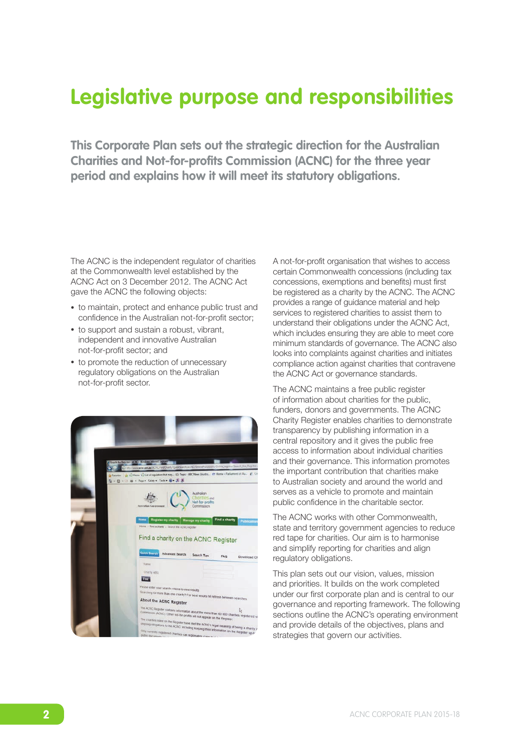# Legislative purpose and responsibilities

**This Corporate Plan sets out the strategic direction for the Australian Charities and Not-for-profits Commission (ACNC) for the three year period and explains how it will meet its statutory obligations.**

The ACNC is the independent regulator of charities at the Commonwealth level established by the ACNC Act on 3 December 2012. The ACNC Act gave the ACNC the following objects:

- to maintain, protect and enhance public trust and confidence in the Australian not-for-profit sector;
- to support and sustain a robust, vibrant, independent and innovative Australian not-for-profit sector; and
- to promote the reduction of unnecessary regulatory obligations on the Australian not-for-profit sector.

A not-for-profit organisation that wishes to access certain Commonwealth concessions (including tax concessions, exemptions and benefits) must first be registered as a charity by the ACNC. The ACNC provides a range of guidance material and help services to registered charities to assist them to understand their obligations under the ACNC Act, which includes ensuring they are able to meet core minimum standards of governance. The ACNC also looks into complaints against charities and initiates compliance action against charities that contravene the ACNC Act or governance standards.

The ACNC maintains a free public register of information about charities for the public, funders, donors and governments. The ACNC Charity Register enables charities to demonstrate transparency by publishing information in a central repository and it gives the public free access to information about individual charities and their governance. This information promotes the important contribution that charities make to Australian society and around the world and serves as a vehicle to promote and maintain public confidence in the charitable sector.

The ACNC works with other Commonwealth, state and territory government agencies to reduce red tape for charities. Our aim is to harmonise and simplify reporting for charities and align regulatory obligations.

This plan sets out our vision, values, mission and priorities. It builds on the work completed under our first corporate plan and is central to our governance and reporting framework. The following sections outline the ACNC's operating environment and provide details of the objectives, plans and strategies that govern our activities.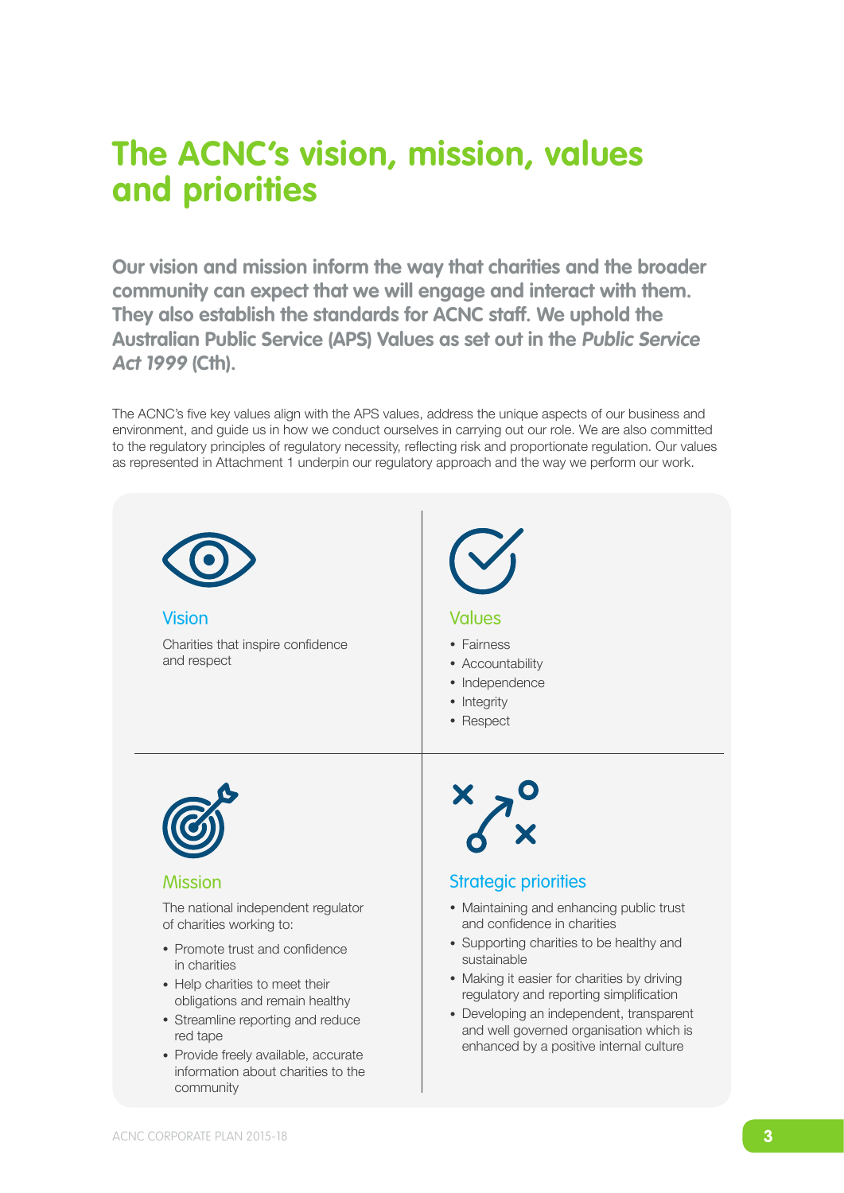# The ACNC's vision, mission, values and priorities

**Our vision and mission inform the way that charities and the broader community can expect that we will engage and interact with them. They also establish the standards for ACNC staff. We uphold the Australian Public Service (APS) Values as set out in the *Public Service Act 1999* (Cth).**

The ACNC's five key values align with the APS values, address the unique aspects of our business and environment, and guide us in how we conduct ourselves in carrying out our role. We are also committed to the regulatory principles of regulatory necessity, reflecting risk and proportionate regulation. Our values as represented in Attachment 1 underpin our regulatory approach and the way we perform our work.

## Vision

Charities that inspire confidence and respect

## Values

- Fairness
- Accountability
- Independence
- Integrity
- Respect

## Mission

The national independent regulator of charities working to:

- Promote trust and confidence in charities
- Help charities to meet their obligations and remain healthy
- Streamline reporting and reduce red tape
- Provide freely available, accurate information about charities to the community

## Strategic priorities

- Maintaining and enhancing public trust and confidence in charities
- Supporting charities to be healthy and sustainable
- Making it easier for charities by driving regulatory and reporting simplification
- Developing an independent, transparent and well governed organisation which is enhanced by a positive internal culture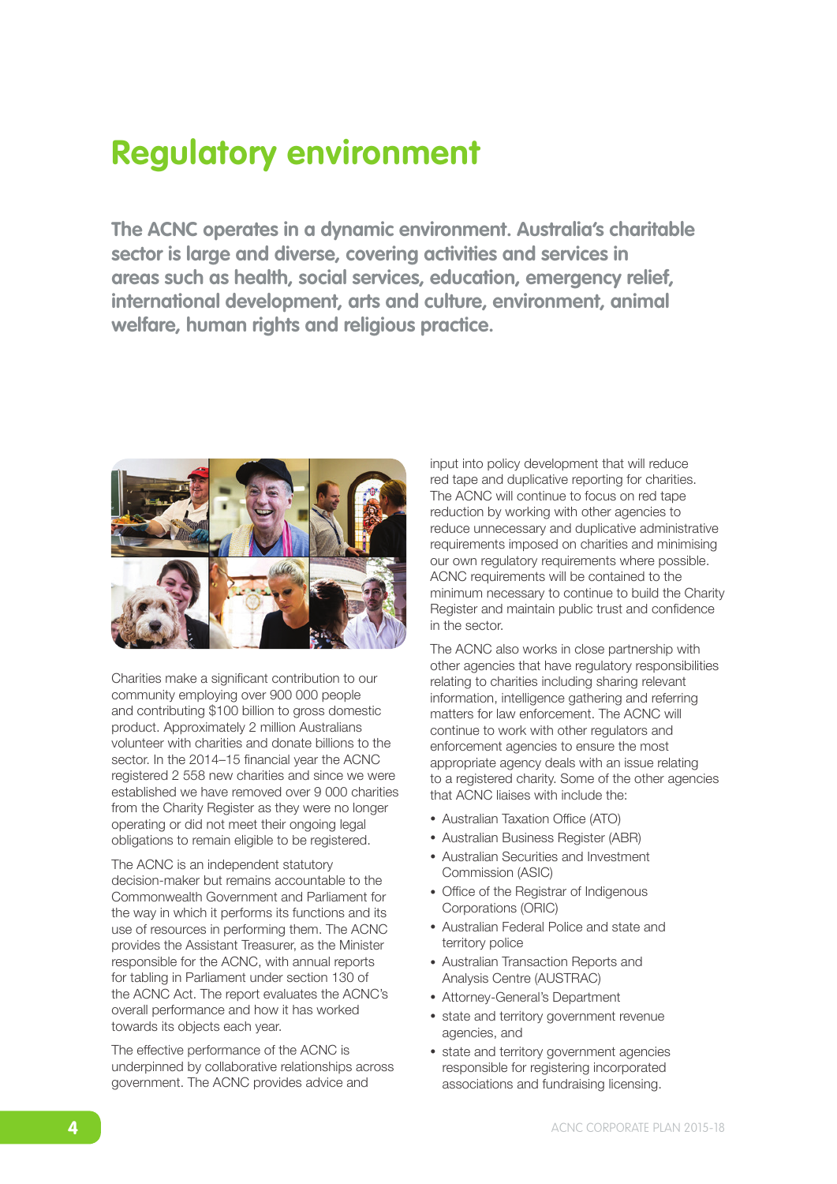# Regulatory environment

**The ACNC operates in a dynamic environment. Australia's charitable sector is large and diverse, covering activities and services in areas such as health, social services, education, emergency relief, international development, arts and culture, environment, animal welfare, human rights and religious practice.**

Charities make a significant contribution to our community employing over 900 000 people and contributing $100 billion to gross domestic product. Approximately 2 million Australians volunteer with charities and donate billions to the sector. In the 2014–15 financial year the ACNC registered 2 558 new charities and since we were established we have removed over 9 000 charities from the Charity Register as they were no longer operating or did not meet their ongoing legal obligations to remain eligible to be registered.

The ACNC is an independent statutory decision-maker but remains accountable to the Commonwealth Government and Parliament for the way in which it performs its functions and its use of resources in performing them. The ACNC provides the Assistant Treasurer, as the Minister responsible for the ACNC, with annual reports for tabling in Parliament under section 130 of the ACNC Act. The report evaluates the ACNC's overall performance and how it has worked towards its objects each year.

The effective performance of the ACNC is underpinned by collaborative relationships across government. The ACNC provides advice and input into policy development that will reduce red tape and duplicative reporting for charities. The ACNC will continue to focus on red tape reduction by working with other agencies to reduce unnecessary and duplicative administrative requirements imposed on charities and minimising our own regulatory requirements where possible. ACNC requirements will be contained to the minimum necessary to continue to build the Charity Register and maintain public trust and confidence in the sector.

The ACNC also works in close partnership with other agencies that have regulatory responsibilities relating to charities including sharing relevant information, intelligence gathering and referring matters for law enforcement. The ACNC will continue to work with other regulators and enforcement agencies to ensure the most appropriate agency deals with an issue relating to a registered charity. Some of the other agencies that ACNC liaises with include the:

- Australian Taxation Office (ATO)
- Australian Business Register (ABR)
- Australian Securities and Investment Commission (ASIC)
- Office of the Registrar of Indigenous Corporations (ORIC)
- Australian Federal Police and state and territory police
- Australian Transaction Reports and Analysis Centre (AUSTRAC)
- Attorney-General's Department
- state and territory government revenue agencies, and
- state and territory government agencies responsible for registering incorporated associations and fundraising licensing.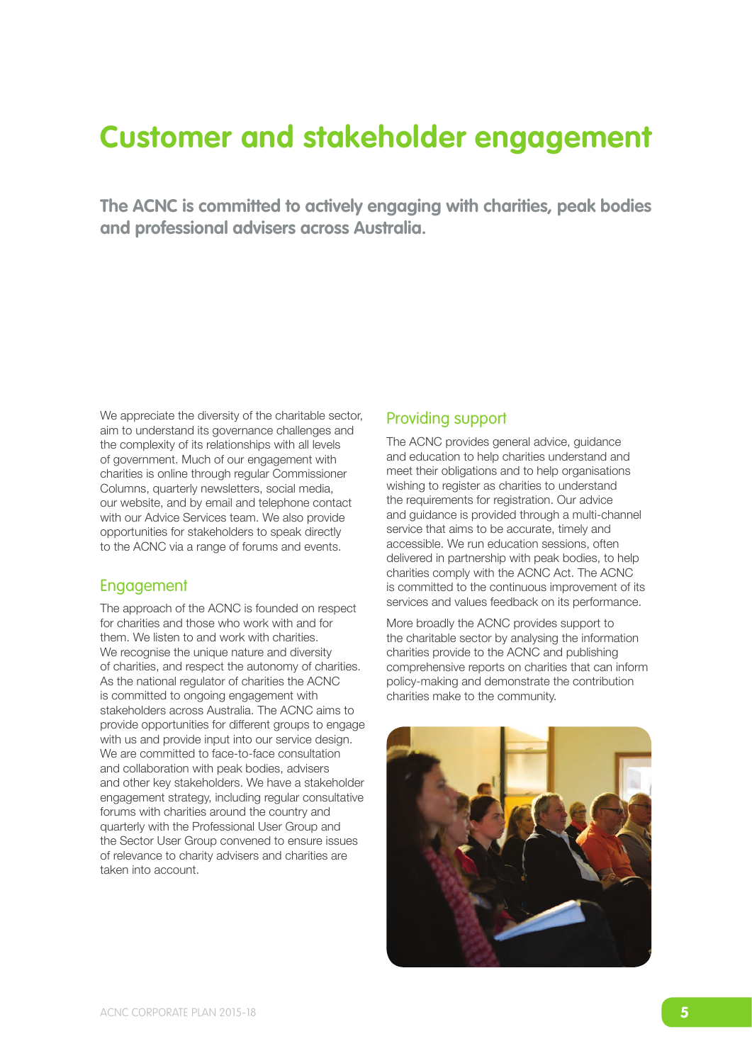# Customer and stakeholder engagement

**The ACNC is committed to actively engaging with charities, peak bodies and professional advisers across Australia.**

We appreciate the diversity of the charitable sector, aim to understand its governance challenges and the complexity of its relationships with all levels of government. Much of our engagement with charities is online through regular Commissioner Columns, quarterly newsletters, social media, our website, and by email and telephone contact with our Advice Services team. We also provide opportunities for stakeholders to speak directly to the ACNC via a range of forums and events.

## Engagement

The approach of the ACNC is founded on respect for charities and those who work with and for them. We listen to and work with charities. We recognise the unique nature and diversity of charities, and respect the autonomy of charities. As the national regulator of charities the ACNC is committed to ongoing engagement with stakeholders across Australia. The ACNC aims to provide opportunities for different groups to engage with us and provide input into our service design. We are committed to face-to-face consultation and collaboration with peak bodies, advisers and other key stakeholders. We have a stakeholder engagement strategy, including regular consultative forums with charities around the country and quarterly with the Professional User Group and the Sector User Group convened to ensure issues of relevance to charity advisers and charities are taken into account.

## Providing support

The ACNC provides general advice, guidance and education to help charities understand and meet their obligations and to help organisations wishing to register as charities to understand the requirements for registration. Our advice and guidance is provided through a multi-channel service that aims to be accurate, timely and accessible. We run education sessions, often delivered in partnership with peak bodies, to help charities comply with the ACNC Act. The ACNC is committed to the continuous improvement of its services and values feedback on its performance.

More broadly the ACNC provides support to the charitable sector by analysing the information charities provide to the ACNC and publishing comprehensive reports on charities that can inform policy-making and demonstrate the contribution charities make to the community.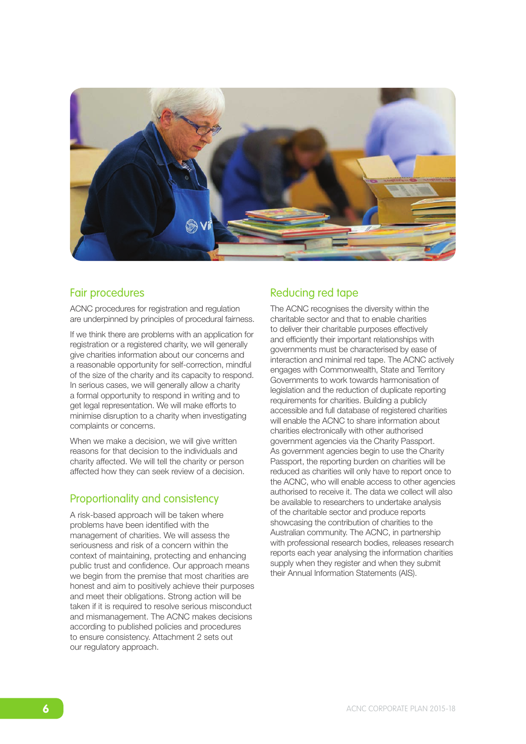## Fair procedures

ACNC procedures for registration and regulation are underpinned by principles of procedural fairness.

If we think there are problems with an application for registration or a registered charity, we will generally give charities information about our concerns and a reasonable opportunity for self-correction, mindful of the size of the charity and its capacity to respond. In serious cases, we will generally allow a charity a formal opportunity to respond in writing and to get legal representation. We will make efforts to minimise disruption to a charity when investigating complaints or concerns.

When we make a decision, we will give written reasons for that decision to the individuals and charity affected. We will tell the charity or person affected how they can seek review of a decision.

## Proportionality and consistency

A risk-based approach will be taken where problems have been identified with the management of charities. We will assess the seriousness and risk of a concern within the context of maintaining, protecting and enhancing public trust and confidence. Our approach means we begin from the premise that most charities are honest and aim to positively achieve their purposes and meet their obligations. Strong action will be taken if it is required to resolve serious misconduct and mismanagement. The ACNC makes decisions according to published policies and procedures to ensure consistency. Attachment 2 sets out our regulatory approach.

## Reducing red tape

The ACNC recognises the diversity within the charitable sector and that to enable charities to deliver their charitable purposes effectively and efficiently their important relationships with governments must be characterised by ease of interaction and minimal red tape. The ACNC actively engages with Commonwealth, State and Territory Governments to work towards harmonisation of legislation and the reduction of duplicate reporting requirements for charities. Building a publicly accessible and full database of registered charities will enable the ACNC to share information about charities electronically with other authorised government agencies via the Charity Passport. As government agencies begin to use the Charity Passport, the reporting burden on charities will be reduced as charities will only have to report once to the ACNC, who will enable access to other agencies authorised to receive it. The data we collect will also be available to researchers to undertake analysis of the charitable sector and produce reports showcasing the contribution of charities to the Australian community. The ACNC, in partnership with professional research bodies, releases research reports each year analysing the information charities supply when they register and when they submit their Annual Information Statements (AIS).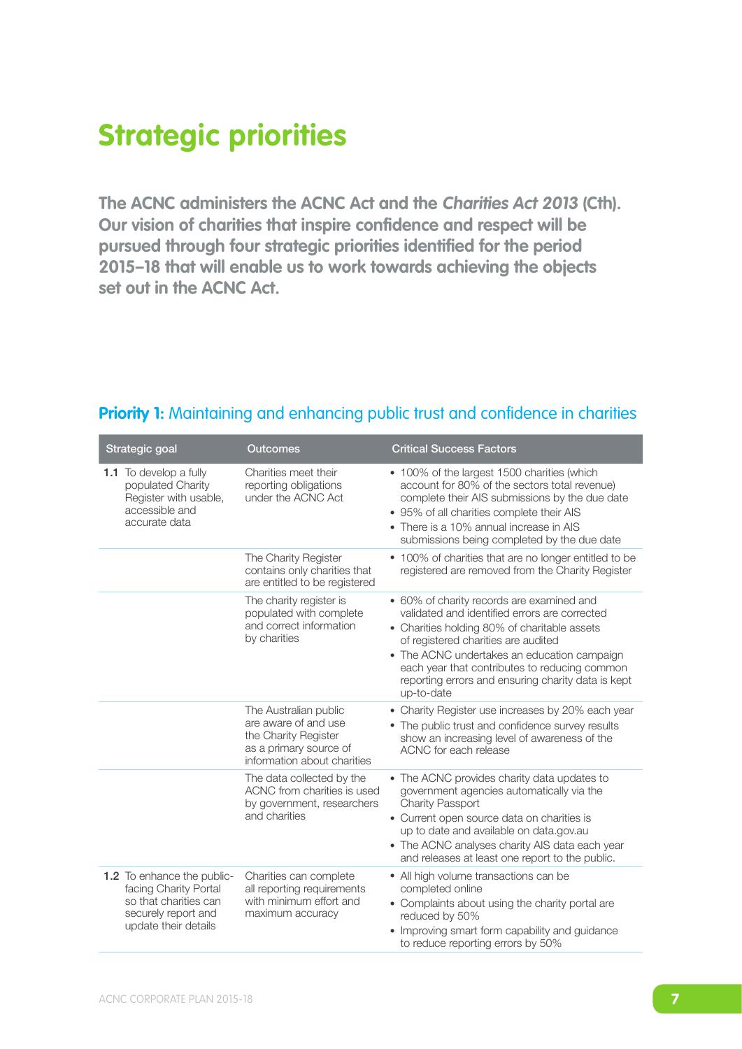# Strategic priorities

**The ACNC administers the ACNC Act and the *Charities Act 2013* (Cth). Our vision of charities that inspire confidence and respect will be pursued through four strategic priorities identified for the period 2015–18 that will enable us to work towards achieving the objects set out in the ACNC Act.**

## **Priority 1:** Maintaining and enhancing public trust and confidence in charities

| Strategic goal | Outcomes | Critical Success Factors |
|---|---|---|
| **1.1** To develop a fully populated Charity Register with usable, accessible and accurate data | Charities meet their reporting obligations under the ACNC Act | • 100% of the largest 1500 charities (which account for 80% of the sectors total revenue) complete their AIS submissions by the due date<br>• 95% of all charities complete their AIS<br>• There is a 10% annual increase in AIS submissions being completed by the due date |
| | The Charity Register contains only charities that are entitled to be registered | • 100% of charities that are no longer entitled to be registered are removed from the Charity Register |
| | The charity register is populated with complete and correct information by charities | • 60% of charity records are examined and validated and identified errors are corrected<br>• Charities holding 80% of charitable assets of registered charities are audited<br>• The ACNC undertakes an education campaign each year that contributes to reducing common reporting errors and ensuring charity data is kept up-to-date |
| | The Australian public are aware of and use the Charity Register as a primary source of information about charities | • Charity Register use increases by 20% each year<br>• The public trust and confidence survey results show an increasing level of awareness of the ACNC for each release |
| | The data collected by the ACNC from charities is used by government, researchers and charities | • The ACNC provides charity data updates to government agencies automatically via the Charity Passport<br>• Current open source data on charities is up to date and available on data.gov.au<br>• The ACNC analyses charity AIS data each year and releases at least one report to the public. |
| **1.2** To enhance the public-facing Charity Portal so that charities can securely report and update their details | Charities can complete all reporting requirements with minimum effort and maximum accuracy | • All high volume transactions can be completed online<br>• Complaints about using the charity portal are reduced by 50%<br>• Improving smart form capability and guidance to reduce reporting errors by 50% |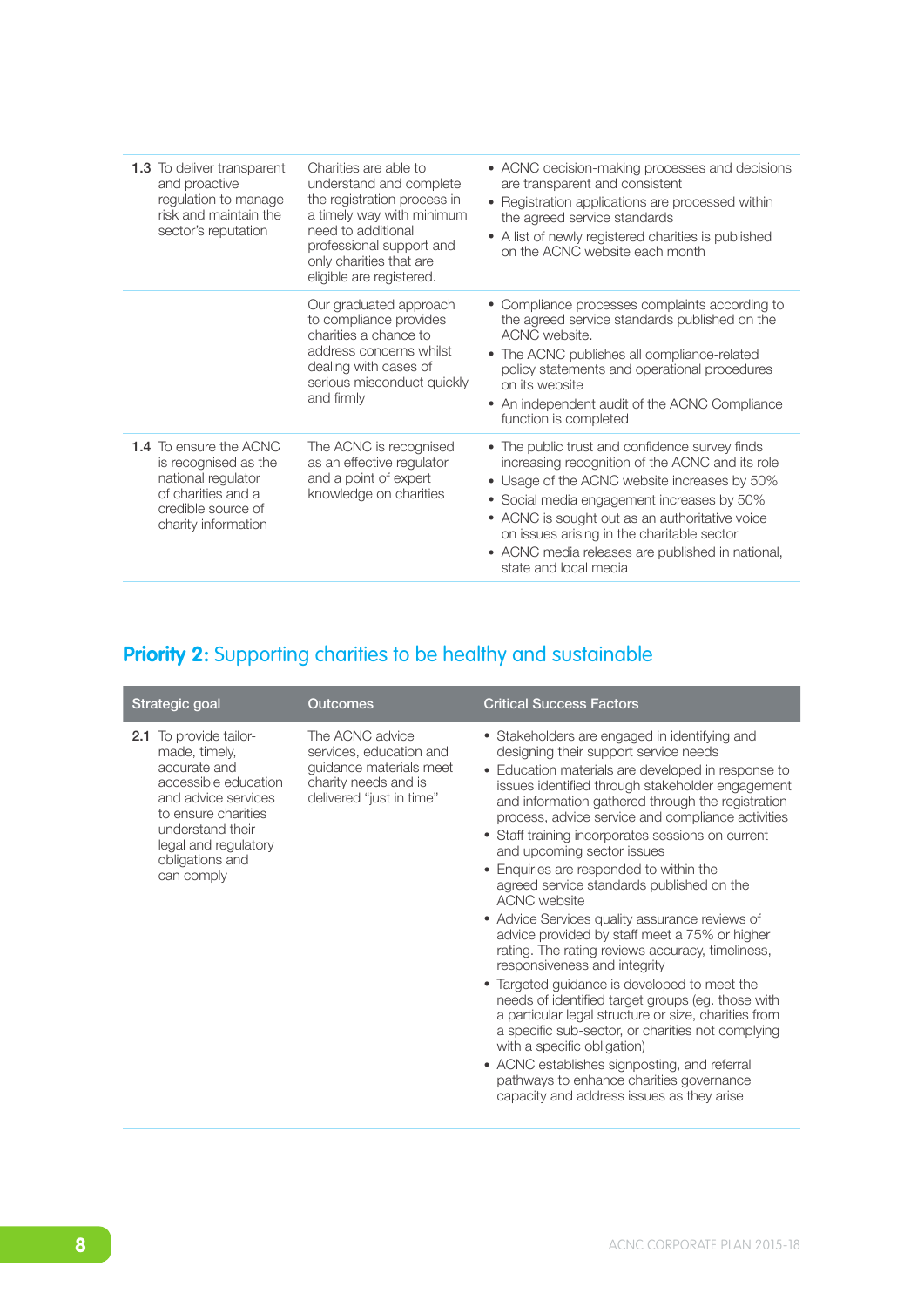| Strategic goal | Outcomes | Critical Success Factors |
|---|---|---|
| **1.3** To deliver transparent and proactive regulation to manage risk and maintain the sector's reputation | Charities are able to understand and complete the registration process in a timely way with minimum need to additional professional support and only charities that are eligible are registered. | • ACNC decision-making processes and decisions are transparent and consistent<br>• Registration applications are processed within the agreed service standards<br>• A list of newly registered charities is published on the ACNC website each month |
| | Our graduated approach to compliance provides charities a chance to address concerns whilst dealing with cases of serious misconduct quickly and firmly | • Compliance processes complaints according to the agreed service standards published on the ACNC website.<br>• The ACNC publishes all compliance-related policy statements and operational procedures on its website<br>• An independent audit of the ACNC Compliance function is completed |
| **1.4** To ensure the ACNC is recognised as the national regulator of charities and a credible source of charity information | The ACNC is recognised as an effective regulator and a point of expert knowledge on charities | • The public trust and confidence survey finds increasing recognition of the ACNC and its role<br>• Usage of the ACNC website increases by 50%<br>• Social media engagement increases by 50%<br>• ACNC is sought out as an authoritative voice on issues arising in the charitable sector<br>• ACNC media releases are published in national, state and local media |

## **Priority 2:** Supporting charities to be healthy and sustainable

| Strategic goal | Outcomes | Critical Success Factors |
|---|---|---|
| **2.1** To provide tailor-made, timely, accurate and accessible education and advice services to ensure charities understand their legal and regulatory obligations and can comply | The ACNC advice services, education and guidance materials meet charity needs and is delivered "just in time" | • Stakeholders are engaged in identifying and designing their support service needs<br>• Education materials are developed in response to issues identified through stakeholder engagement and information gathered through the registration process, advice service and compliance activities<br>• Staff training incorporates sessions on current and upcoming sector issues<br>• Enquiries are responded to within the agreed service standards published on the ACNC website<br>• Advice Services quality assurance reviews of advice provided by staff meet a 75% or higher rating. The rating reviews accuracy, timeliness, responsiveness and integrity<br>• Targeted guidance is developed to meet the needs of identified target groups (eg. those with a particular legal structure or size, charities from a specific sub-sector, or charities not complying with a specific obligation)<br>• ACNC establishes signposting, and referral pathways to enhance charities governance capacity and address issues as they arise |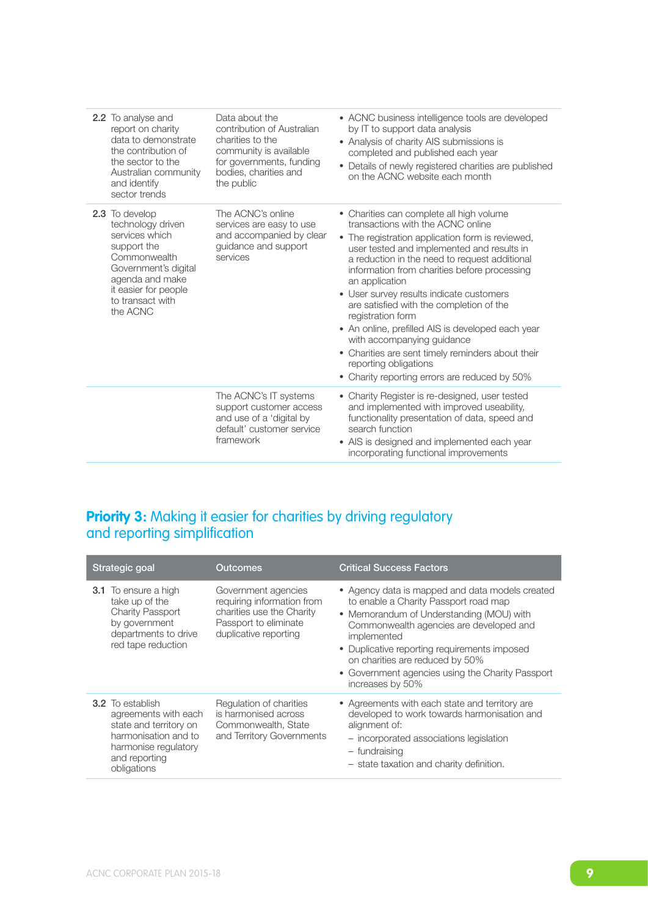| Strategic goal | Outcomes | Critical Success Factors |
|---|---|---|
| **2.2** To analyse and report on charity data to demonstrate the contribution of the sector to the Australian community and identify sector trends | Data about the contribution of Australian charities to the community is available for governments, funding bodies, charities and the public | • ACNC business intelligence tools are developed by IT to support data analysis<br>• Analysis of charity AIS submissions is completed and published each year<br>• Details of newly registered charities are published on the ACNC website each month |
| **2.3** To develop technology driven services which support the Commonwealth Government's digital agenda and make it easier for people to transact with the ACNC | The ACNC's online services are easy to use and accompanied by clear guidance and support services | • Charities can complete all high volume transactions with the ACNC online<br>• The registration application form is reviewed, user tested and implemented and results in a reduction in the need to request additional information from charities before processing an application<br>• User survey results indicate customers are satisfied with the completion of the registration form<br>• An online, prefilled AIS is developed each year with accompanying guidance<br>• Charities are sent timely reminders about their reporting obligations<br>• Charity reporting errors are reduced by 50% |
| | The ACNC's IT systems support customer access and use of a 'digital by default' customer service framework | • Charity Register is re-designed, user tested and implemented with improved useability, functionality presentation of data, speed and search function<br>• AIS is designed and implemented each year incorporating functional improvements |

## **Priority 3:** Making it easier for charities by driving regulatory and reporting simplification

| Strategic goal | Outcomes | Critical Success Factors |
|---|---|---|
| **3.1** To ensure a high take up of the Charity Passport by government departments to drive red tape reduction | Government agencies requiring information from charities use the Charity Passport to eliminate duplicative reporting | • Agency data is mapped and data models created to enable a Charity Passport road map<br>• Memorandum of Understanding (MOU) with Commonwealth agencies are developed and implemented<br>• Duplicative reporting requirements imposed on charities are reduced by 50%<br>• Government agencies using the Charity Passport increases by 50% |
| **3.2** To establish agreements with each state and territory on harmonisation and to harmonise regulatory and reporting obligations | Regulation of charities is harmonised across Commonwealth, State and Territory Governments | • Agreements with each state and territory are developed to work towards harmonisation and alignment of:<br>– incorporated associations legislation<br>– fundraising<br>– state taxation and charity definition. |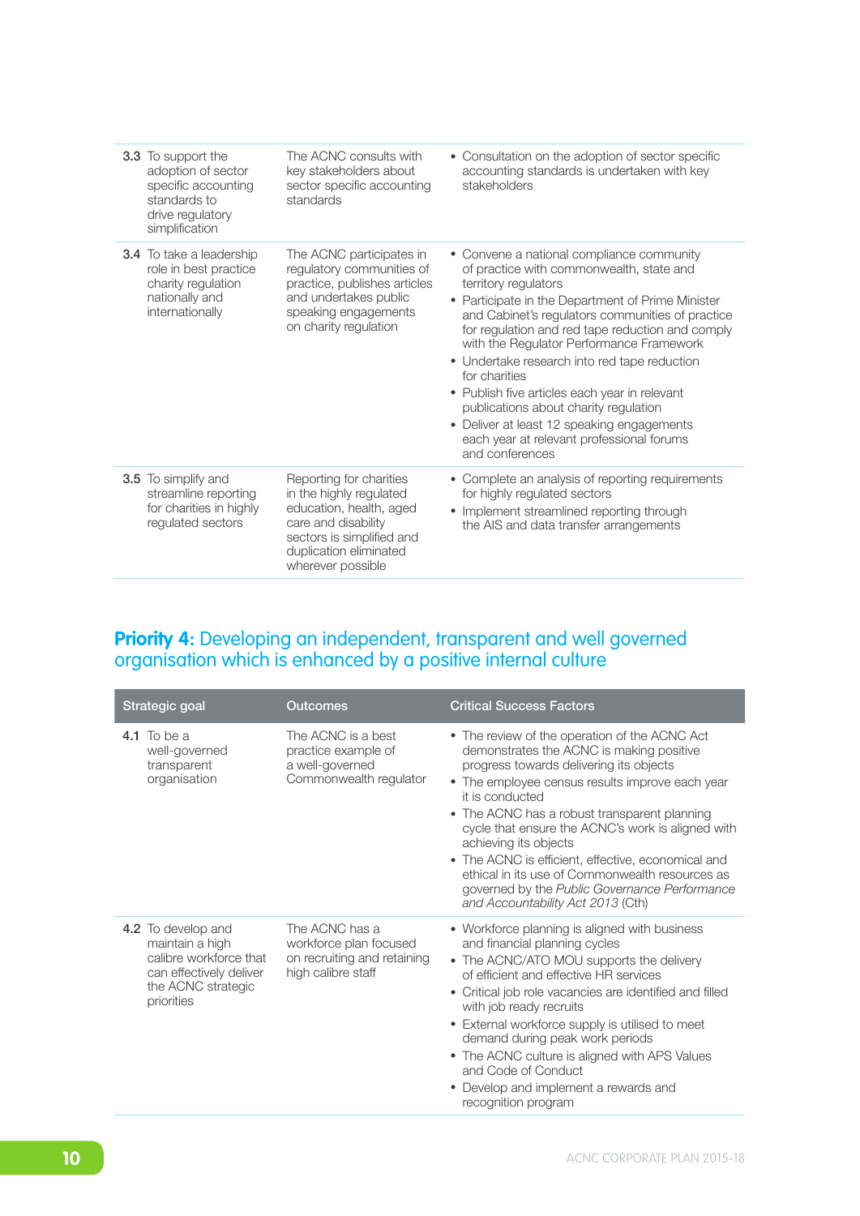| Strategic goal | Outcomes | Critical Success Factors |
|---|---|---|
| **3.3** To support the adoption of sector specific accounting standards to drive regulatory simplification | The ACNC consults with key stakeholders about sector specific accounting standards | • Consultation on the adoption of sector specific accounting standards is undertaken with key stakeholders |
| **3.4** To take a leadership role in best practice charity regulation nationally and internationally | The ACNC participates in regulatory communities of practice, publishes articles and undertakes public speaking engagements on charity regulation | • Convene a national compliance community of practice with commonwealth, state and territory regulators<br>• Participate in the Department of Prime Minister and Cabinet's regulators communities of practice for regulation and red tape reduction and comply with the Regulator Performance Framework<br>• Undertake research into red tape reduction for charities<br>• Publish five articles each year in relevant publications about charity regulation<br>• Deliver at least 12 speaking engagements each year at relevant professional forums and conferences |
| **3.5** To simplify and streamline reporting for charities in highly regulated sectors | Reporting for charities in the highly regulated education, health, aged care and disability sectors is simplified and duplication eliminated wherever possible | • Complete an analysis of reporting requirements for highly regulated sectors<br>• Implement streamlined reporting through the AIS and data transfer arrangements |

## **Priority 4:** Developing an independent, transparent and well governed organisation which is enhanced by a positive internal culture

| Strategic goal | Outcomes | Critical Success Factors |
|---|---|---|
| **4.1** To be a well-governed transparent organisation | The ACNC is a best practice example of a well-governed Commonwealth regulator | • The review of the operation of the ACNC Act demonstrates the ACNC is making positive progress towards delivering its objects<br>• The employee census results improve each year it is conducted<br>• The ACNC has a robust transparent planning cycle that ensure the ACNC's work is aligned with achieving its objects<br>• The ACNC is efficient, effective, economical and ethical in its use of Commonwealth resources as governed by the *Public Governance Performance and Accountability Act 2013* (Cth) |
| **4.2** To develop and maintain a high calibre workforce that can effectively deliver the ACNC strategic priorities | The ACNC has a workforce plan focused on recruiting and retaining high calibre staff | • Workforce planning is aligned with business and financial planning cycles<br>• The ACNC/ATO MOU supports the delivery of efficient and effective HR services<br>• Critical job role vacancies are identified and filled with job ready recruits<br>• External workforce supply is utilised to meet demand during peak work periods<br>• The ACNC culture is aligned with APS Values and Code of Conduct<br>• Develop and implement a rewards and recognition program |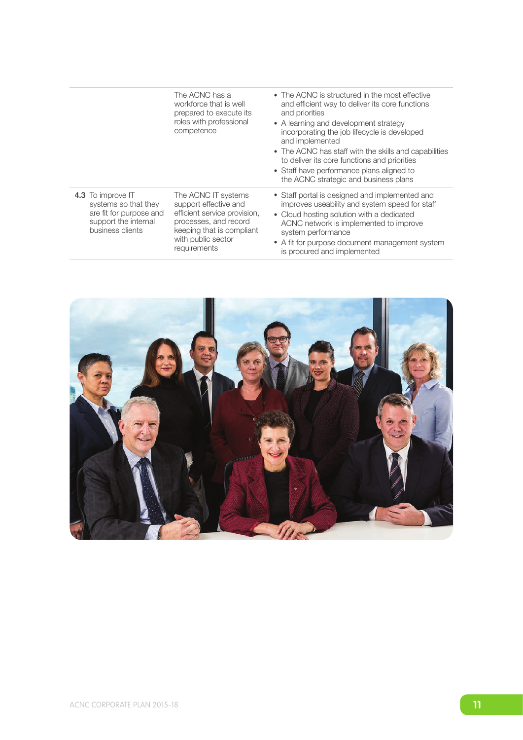| | | |
|---|---|---|
| | The ACNC has a workforce that is well prepared to execute its roles with professional competence | • The ACNC is structured in the most effective and efficient way to deliver its core functions and priorities<br>• A learning and development strategy incorporating the job lifecycle is developed and implemented<br>• The ACNC has staff with the skills and capabilities to deliver its core functions and priorities<br>• Staff have performance plans aligned to the ACNC strategic and business plans |
| **4.3** To improve IT systems so that they are fit for purpose and support the internal business clients | The ACNC IT systems support effective and efficient service provision, processes, and record keeping that is compliant with public sector requirements | • Staff portal is designed and implemented and improves useability and system speed for staff<br>• Cloud hosting solution with a dedicated ACNC network is implemented to improve system performance<br>• A fit for purpose document management system is procured and implemented |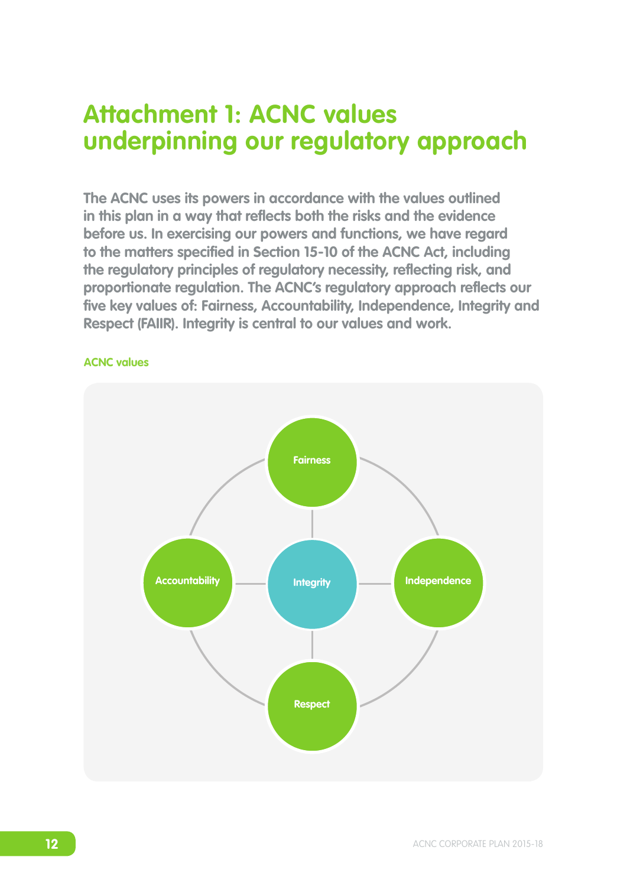# Attachment 1: ACNC values underpinning our regulatory approach

**The ACNC uses its powers in accordance with the values outlined in this plan in a way that reflects both the risks and the evidence before us. In exercising our powers and functions, we have regard to the matters specified in Section 15-10 of the ACNC Act, including the regulatory principles of regulatory necessity, reflecting risk, and proportionate regulation. The ACNC's regulatory approach reflects our five key values of: Fairness, Accountability, Independence, Integrity and Respect (FAIIR). Integrity is central to our values and work.**

**ACNC values**

Fairness

Accountability

Integrity

Independence

Respect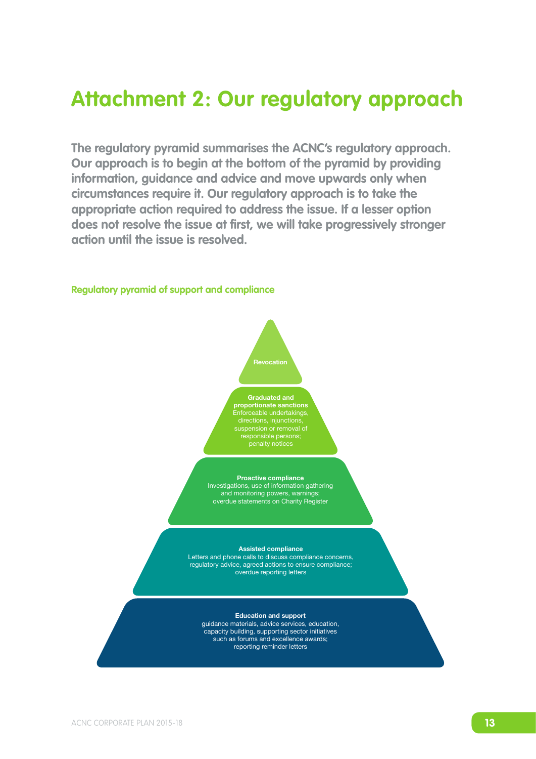# Attachment 2: Our regulatory approach

**The regulatory pyramid summarises the ACNC's regulatory approach. Our approach is to begin at the bottom of the pyramid by providing information, guidance and advice and move upwards only when circumstances require it. Our regulatory approach is to take the appropriate action required to address the issue. If a lesser option does not resolve the issue at first, we will take progressively stronger action until the issue is resolved.**

**Regulatory pyramid of support and compliance**

**Revocation**

**Graduated and proportionate sanctions**
Enforceable undertakings, directions, injunctions, suspension or removal of responsible persons; penalty notices

**Proactive compliance**
Investigations, use of information gathering and monitoring powers, warnings; overdue statements on Charity Register

**Assisted compliance**
Letters and phone calls to discuss compliance concerns, regulatory advice, agreed actions to ensure compliance; overdue reporting letters

**Education and support**
guidance materials, advice services, education, capacity building, supporting sector initiatives such as forums and excellence awards; reporting reminder letters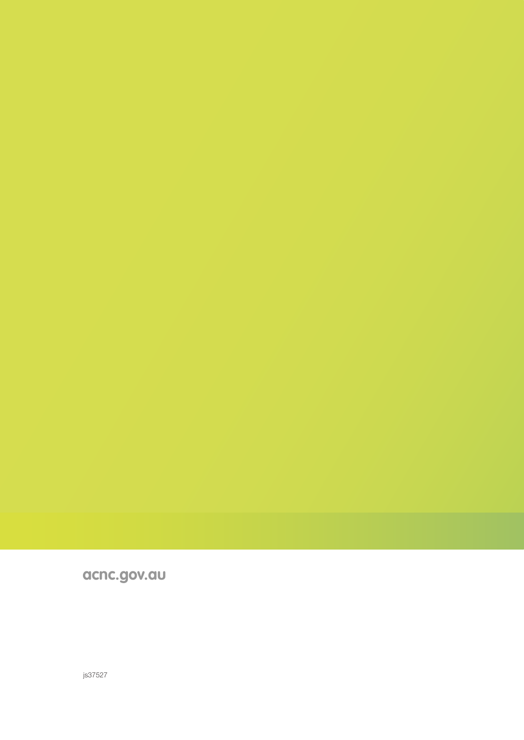acnc.gov.au

js37527